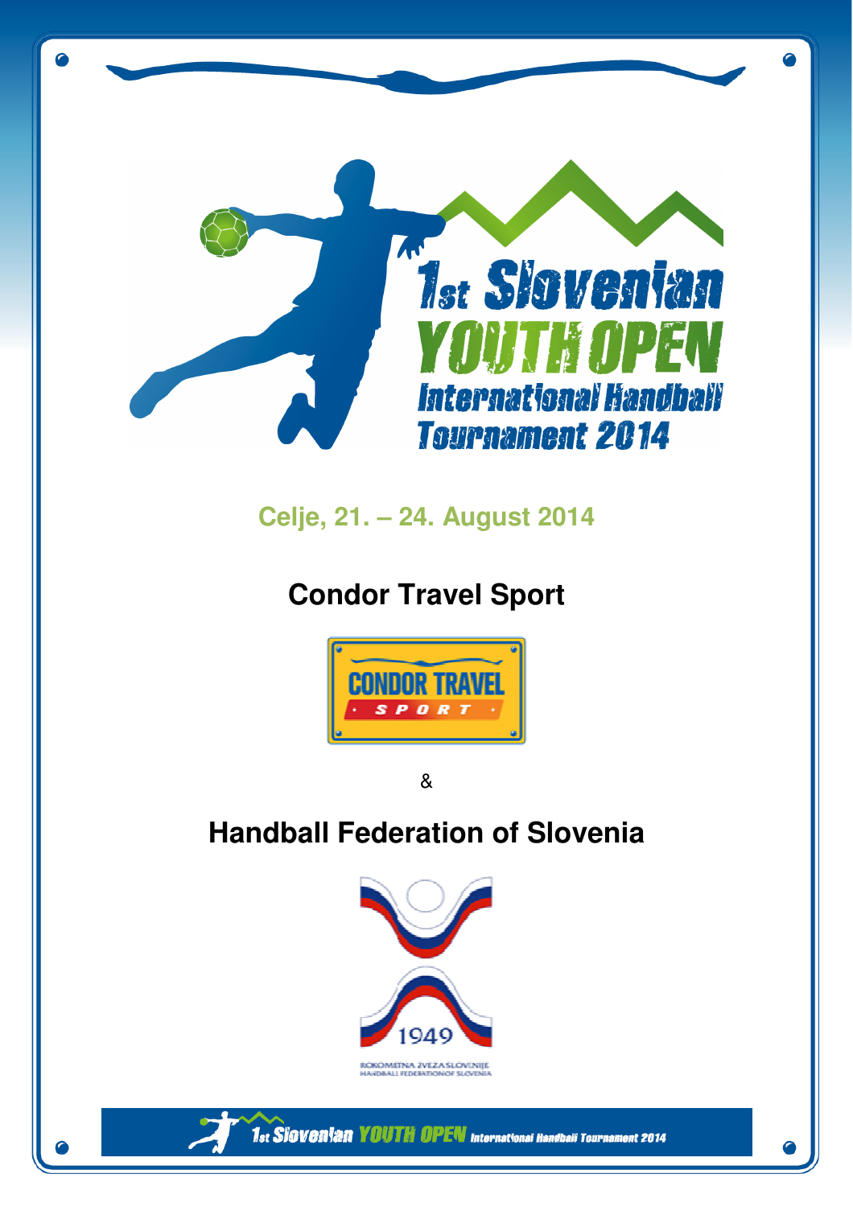# 1st Slovenian YOUTH OPEN International Handball Tournament 2014

**Celje, 21. – 24. August 2014**

## Condor Travel Sport

CONDOR TRAVEL SPORT

&

## Handball Federation of Slovenia

1949

ROKOMETNA ZVEZA SLOVENIJE
HANDBALL FEDERATION OF SLOVENIA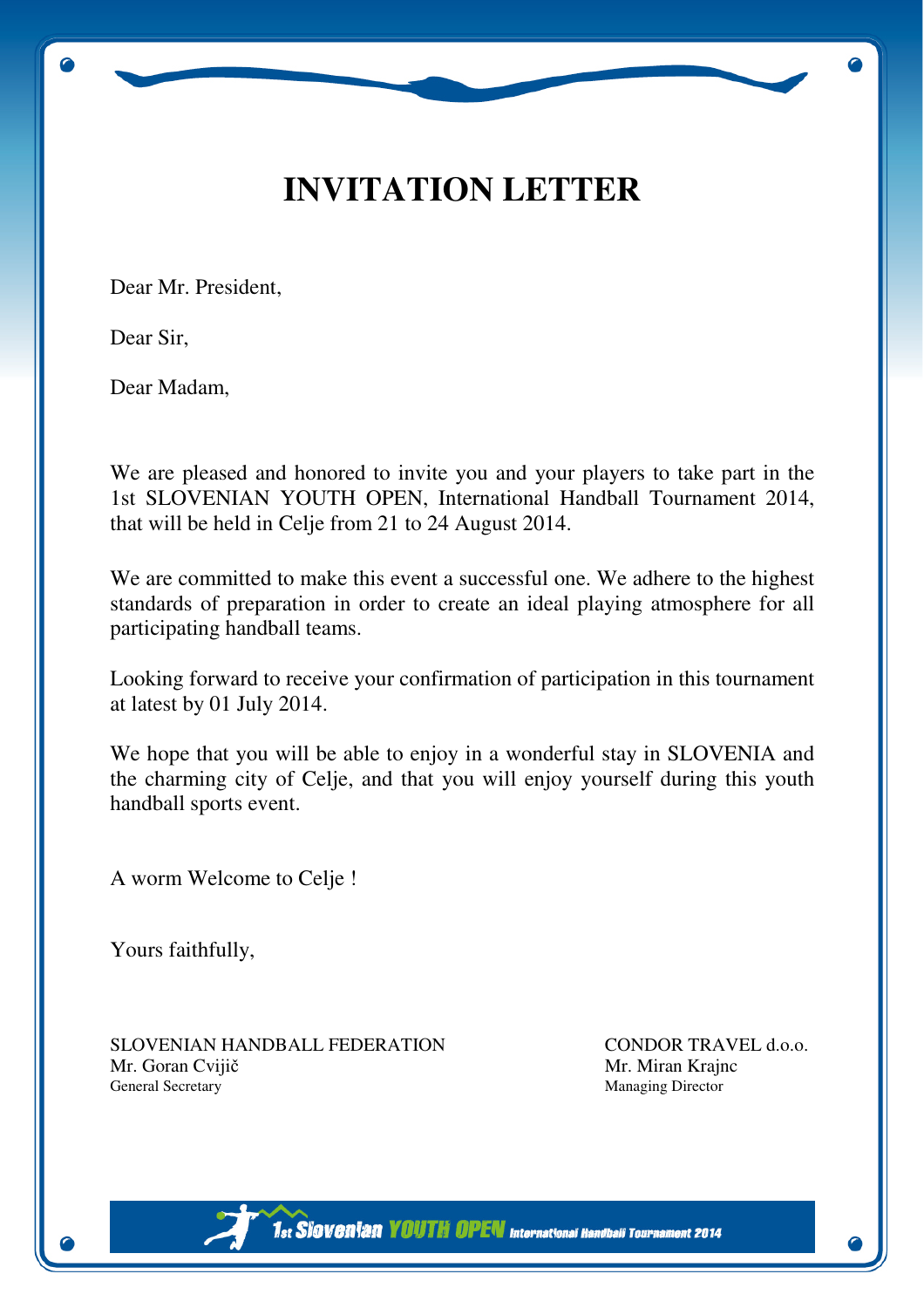# INVITATION LETTER

Dear Mr. President,

Dear Sir,

Dear Madam,

We are pleased and honored to invite you and your players to take part in the 1st SLOVENIAN YOUTH OPEN, International Handball Tournament 2014, that will be held in Celje from 21 to 24 August 2014.

We are committed to make this event a successful one. We adhere to the highest standards of preparation in order to create an ideal playing atmosphere for all participating handball teams.

Looking forward to receive your confirmation of participation in this tournament at latest by 01 July 2014.

We hope that you will be able to enjoy in a wonderful stay in SLOVENIA and the charming city of Celje, and that you will enjoy yourself during this youth handball sports event.

A worm Welcome to Celje !

Yours faithfully,

SLOVENIAN HANDBALL FEDERATION
Mr. Goran Cvijič
General Secretary

CONDOR TRAVEL d.o.o.
Mr. Miran Krajnc
Managing Director

1st Slovenian YOUTH OPEN International Handball Tournament 2014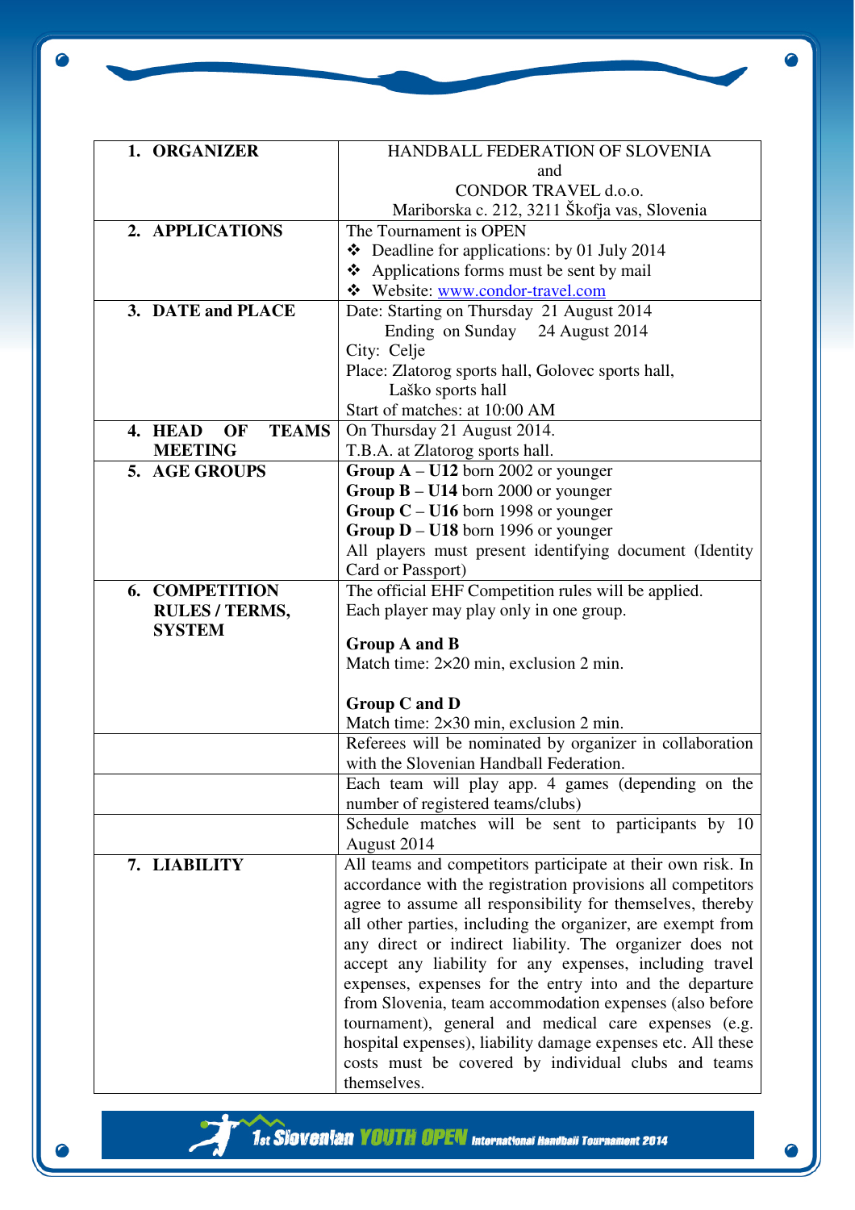| | |
|---|---|
| **1. ORGANIZER** | HANDBALL FEDERATION OF SLOVENIA<br>and<br>CONDOR TRAVEL d.o.o.<br>Mariborska c. 212, 3211 Škofja vas, Slovenia |
| **2. APPLICATIONS** | The Tournament is OPEN<br>❖ Deadline for applications: by 01 July 2014<br>❖ Applications forms must be sent by mail<br>❖ Website: [www.condor-travel.com](www.condor-travel.com) |
| **3. DATE and PLACE** | Date: Starting on Thursday 21 August 2014<br>Ending on Sunday 24 August 2014<br>City: Celje<br>Place: Zlatorog sports hall, Golovec sports hall, Laško sports hall<br>Start of matches: at 10:00 AM |
| **4. HEAD OF TEAMS MEETING** | On Thursday 21 August 2014.<br>T.B.A. at Zlatorog sports hall. |
| **5. AGE GROUPS** | **Group A** – **U12** born 2002 or younger<br>**Group B** – **U14** born 2000 or younger<br>**Group C** – **U16** born 1998 or younger<br>**Group D** – **U18** born 1996 or younger<br>All players must present identifying document (Identity Card or Passport) |
| **6. COMPETITION RULES / TERMS, SYSTEM** | The official EHF Competition rules will be applied.<br>Each player may play only in one group.<br><br>**Group A and B**<br>Match time: 2×20 min, exclusion 2 min.<br><br>**Group C and D**<br>Match time: 2×30 min, exclusion 2 min. |
| | Referees will be nominated by organizer in collaboration with the Slovenian Handball Federation. |
| | Each team will play app. 4 games (depending on the number of registered teams/clubs) |
| | Schedule matches will be sent to participants by 10 August 2014 |
| **7. LIABILITY** | All teams and competitors participate at their own risk. In accordance with the registration provisions all competitors agree to assume all responsibility for themselves, thereby all other parties, including the organizer, are exempt from any direct or indirect liability. The organizer does not accept any liability for any expenses, including travel expenses, expenses for the entry into and the departure from Slovenia, team accommodation expenses (also before tournament), general and medical care expenses (e.g. hospital expenses), liability damage expenses etc. All these costs must be covered by individual clubs and teams themselves. |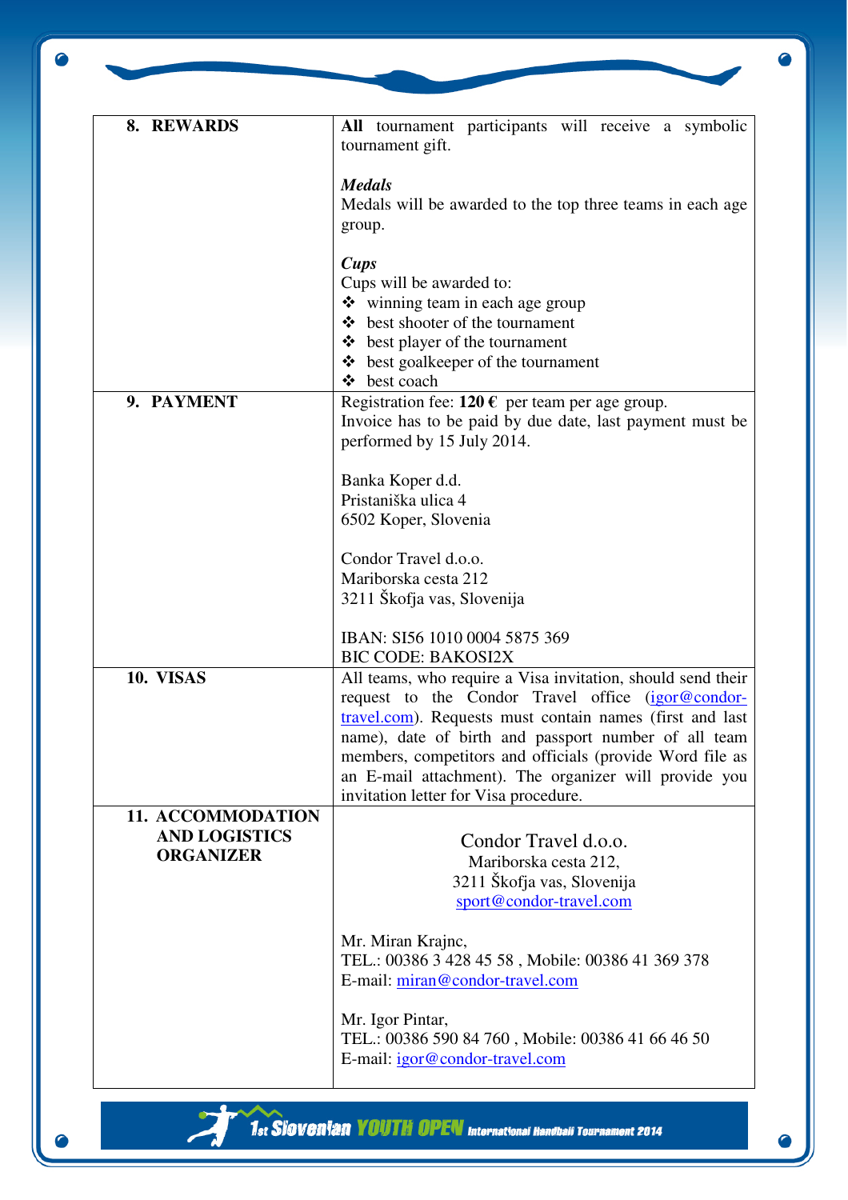| | |
|---|---|
| **8. REWARDS** | **All** tournament participants will receive a symbolic tournament gift.<br><br>***Medals***<br>Medals will be awarded to the top three teams in each age group.<br><br>***Cups***<br>Cups will be awarded to:<br>❖ winning team in each age group<br>❖ best shooter of the tournament<br>❖ best player of the tournament<br>❖ best goalkeeper of the tournament<br>❖ best coach |
| **9. PAYMENT** | Registration fee: **120 €** per team per age group.<br>Invoice has to be paid by due date, last payment must be performed by 15 July 2014.<br><br>Banka Koper d.d.<br>Pristaniška ulica 4<br>6502 Koper, Slovenia<br><br>Condor Travel d.o.o.<br>Mariborska cesta 212<br>3211 Škofja vas, Slovenija<br><br>IBAN: SI56 1010 0004 5875 369<br>BIC CODE: BAKOSI2X |
| **10. VISAS** | All teams, who require a Visa invitation, should send their request to the Condor Travel office (igor@condor-travel.com). Requests must contain names (first and last name), date of birth and passport number of all team members, competitors and officials (provide Word file as an E-mail attachment). The organizer will provide you invitation letter for Visa procedure. |
| **11. ACCOMMODATION AND LOGISTICS ORGANIZER** | Condor Travel d.o.o.<br>Mariborska cesta 212,<br>3211 Škofja vas, Slovenija<br>sport@condor-travel.com<br><br>Mr. Miran Krajnc,<br>TEL.: 00386 3 428 45 58 , Mobile: 00386 41 369 378<br>E-mail: miran@condor-travel.com<br><br>Mr. Igor Pintar,<br>TEL.: 00386 590 84 760 , Mobile: 00386 41 66 46 50<br>E-mail: igor@condor-travel.com |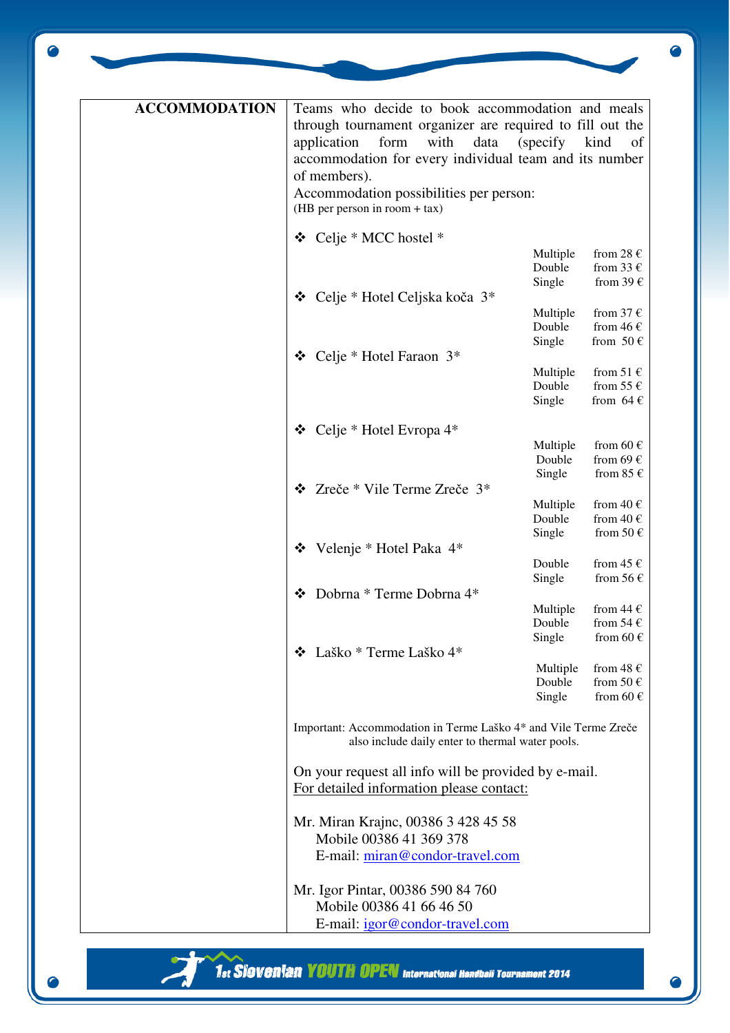**ACCOMMODATION**

Teams who decide to book accommodation and meals through tournament organizer are required to fill out the application form with data (specify kind of accommodation for every individual team and its number of members).

Accommodation possibilities per person:
(HB per person in room + tax)

- Celje * MCC hostel *

| | |
|---|---|
| Multiple | from 28 € |
| Double | from 33 € |
| Single | from 39 € |

- Celje * Hotel Celjska koča 3*

| | |
|---|---|
| Multiple | from 37 € |
| Double | from 46 € |
| Single | from 50 € |

- Celje * Hotel Faraon 3*

| | |
|---|---|
| Multiple | from 51 € |
| Double | from 55 € |
| Single | from 64 € |

- Celje * Hotel Evropa 4*

| | |
|---|---|
| Multiple | from 60 € |
| Double | from 69 € |
| Single | from 85 € |

- Zreče * Vile Terme Zreče 3*

| | |
|---|---|
| Multiple | from 40 € |
| Double | from 40 € |
| Single | from 50 € |

- Velenje * Hotel Paka 4*

| | |
|---|---|
| Double | from 45 € |
| Single | from 56 € |

- Dobrna * Terme Dobrna 4*

| | |
|---|---|
| Multiple | from 44 € |
| Double | from 54 € |
| Single | from 60 € |

- Laško * Terme Laško 4*

| | |
|---|---|
| Multiple | from 48 € |
| Double | from 50 € |
| Single | from 60 € |

Important: Accommodation in Terme Laško 4* and Vile Terme Zreče also include daily enter to thermal water pools.

On your request all info will be provided by e-mail.
For detailed information please contact:

Mr. Miran Krajnc, 00386 3 428 45 58
Mobile 00386 41 369 378
E-mail: miran@condor-travel.com

Mr. Igor Pintar, 00386 590 84 760
Mobile 00386 41 66 46 50
E-mail: igor@condor-travel.com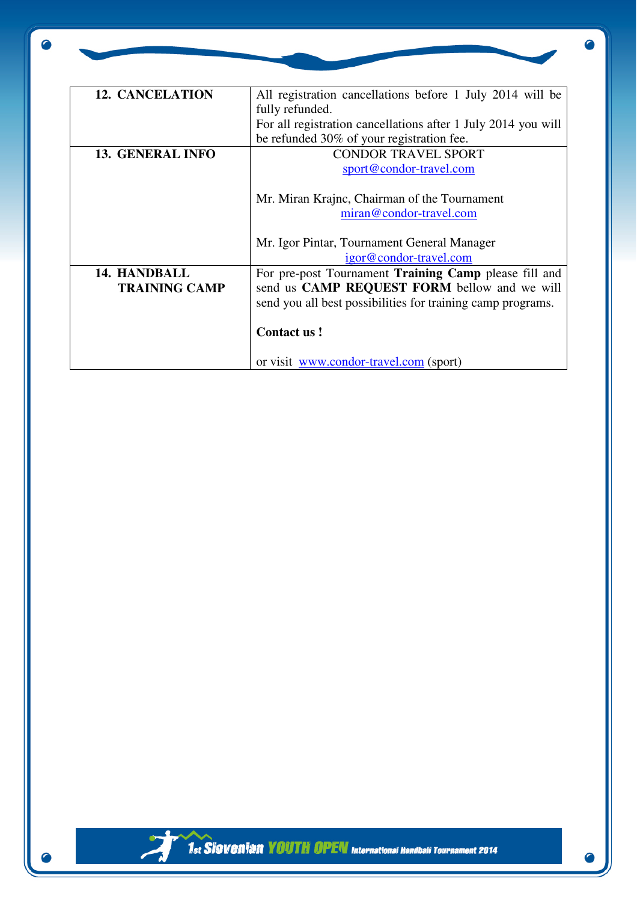| | |
|---|---|
| **12. CANCELATION** | All registration cancellations before 1 July 2014 will be fully refunded.<br>For all registration cancellations after 1 July 2014 you will be refunded 30% of your registration fee. |
| **13. GENERAL INFO** | CONDOR TRAVEL SPORT<br>sport@condor-travel.com<br><br>Mr. Miran Krajnc, Chairman of the Tournament<br>miran@condor-travel.com<br><br>Mr. Igor Pintar, Tournament General Manager<br>igor@condor-travel.com |
| **14. HANDBALL TRAINING CAMP** | For pre-post Tournament **Training Camp** please fill and send us **CAMP REQUEST FORM** bellow and we will send you all best possibilities for training camp programs.<br><br>**Contact us !**<br><br>or visit www.condor-travel.com (sport) |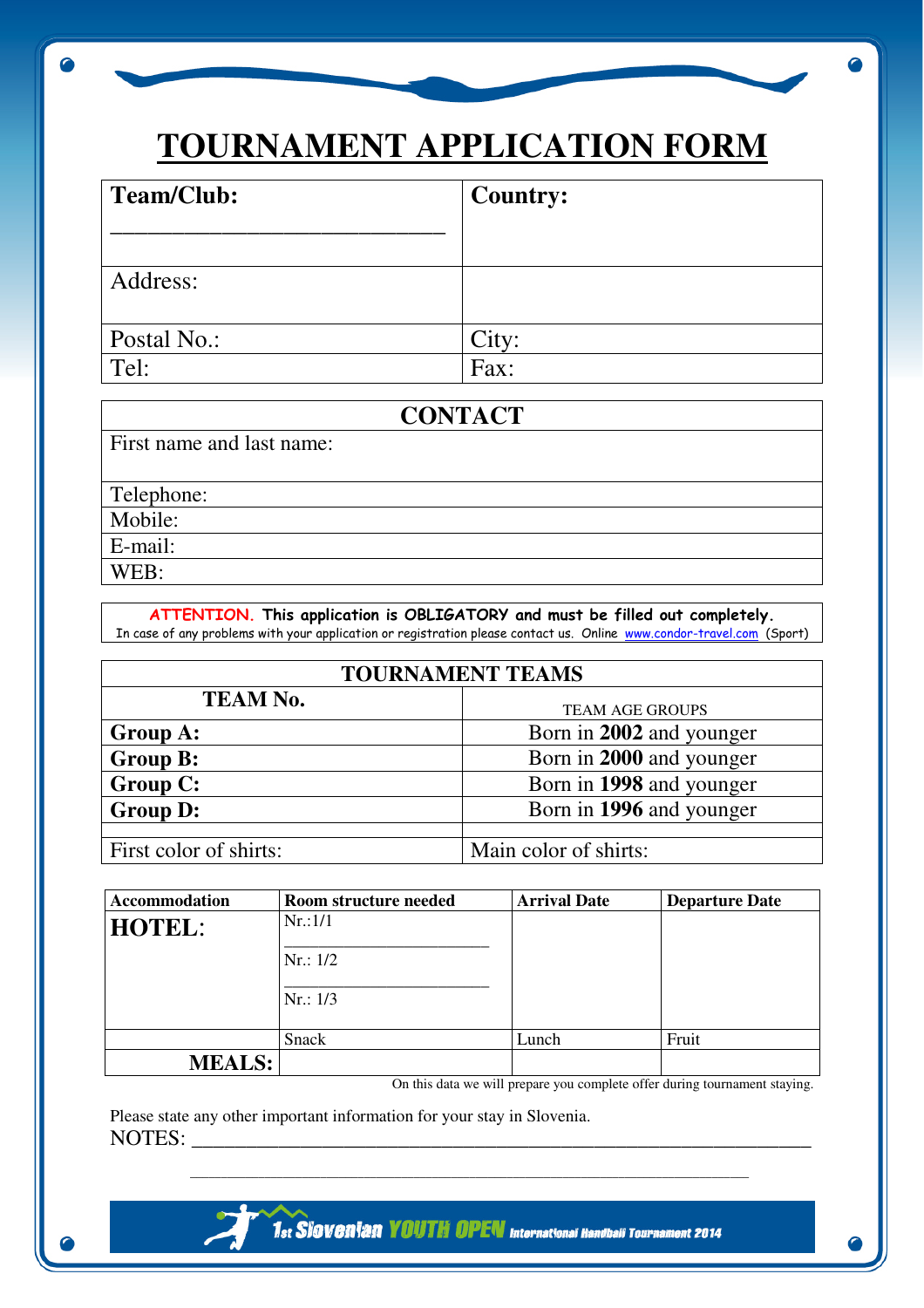# TOURNAMENT APPLICATION FORM

| **Team/Club:** ______________________________ | **Country:** |
|---|---|
| Address: | |
| Postal No.: | City: |
| Tel: | Fax: |

| **CONTACT** |
|---|
| First name and last name: |
| Telephone: |
| Mobile: |
| E-mail: |
| WEB: |

**ATTENTION. This application is OBLIGATORY and must be filled out completely.**
In case of any problems with your application or registration please contact us. Online www.condor-travel.com (Sport)

| **TOURNAMENT TEAMS** | |
|---|---|
| **TEAM No.** | TEAM AGE GROUPS |
| **Group A:** | Born in **2002** and younger |
| **Group B:** | Born in **2000** and younger |
| **Group C:** | Born in **1998** and younger |
| **Group D:** | Born in **1996** and younger |
| | |
| First color of shirts: | Main color of shirts: |

| **Accommodation** | **Room structure needed** | **Arrival Date** | **Departure Date** |
|---|---|---|---|
| **HOTEL:** | Nr.:1/1 ______________________ Nr.: 1/2 ______________________ Nr.: 1/3 | | |
| | Snack | Lunch | Fruit |
| **MEALS:** | | | |

On this data we will prepare you complete offer during tournament staying.

Please state any other important information for your stay in Slovenia.
NOTES: ___________________________________________________________________

___________________________________________________________________

1st Slovenian YOUTH OPEN International Handball Tournament 2014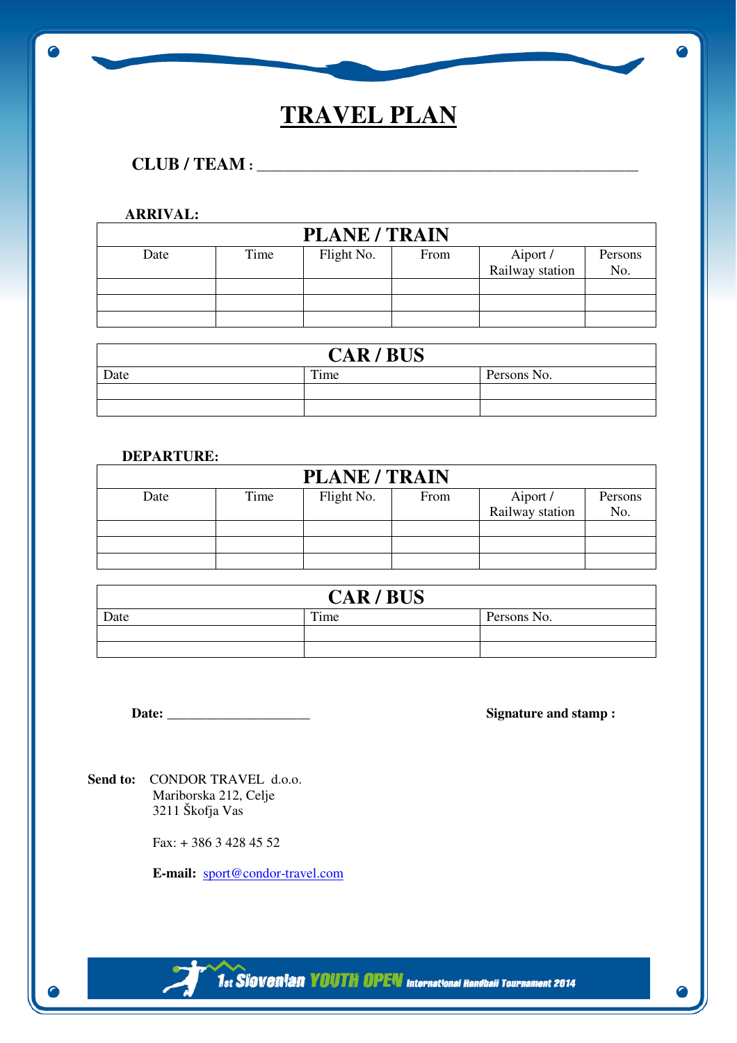# TRAVEL PLAN

**CLUB / TEAM :** ________________________________________________

**ARRIVAL:**

| PLANE / TRAIN | | | | | |
|---|---|---|---|---|---|
| Date | Time | Flight No. | From | Aiport / Railway station | Persons No. |
| | | | | | |
| | | | | | |
| | | | | | |

| CAR / BUS | | |
|---|---|---|
| Date | Time | Persons No. |
| | | |
| | | |

**DEPARTURE:**

| PLANE / TRAIN | | | | | |
|---|---|---|---|---|---|
| Date | Time | Flight No. | From | Aiport / Railway station | Persons No. |
| | | | | | |
| | | | | | |
| | | | | | |

| CAR / BUS | | |
|---|---|---|
| Date | Time | Persons No. |
| | | |
| | | |

**Date:** _____________________

**Signature and stamp :**

**Send to:** CONDOR TRAVEL d.o.o.
Mariborska 212, Celje
3211 Škofja Vas

Fax: + 386 3 428 45 52

**E-mail:** sport@condor-travel.com

1st Slovenian YOUTH OPEN International Handball Tournament 2014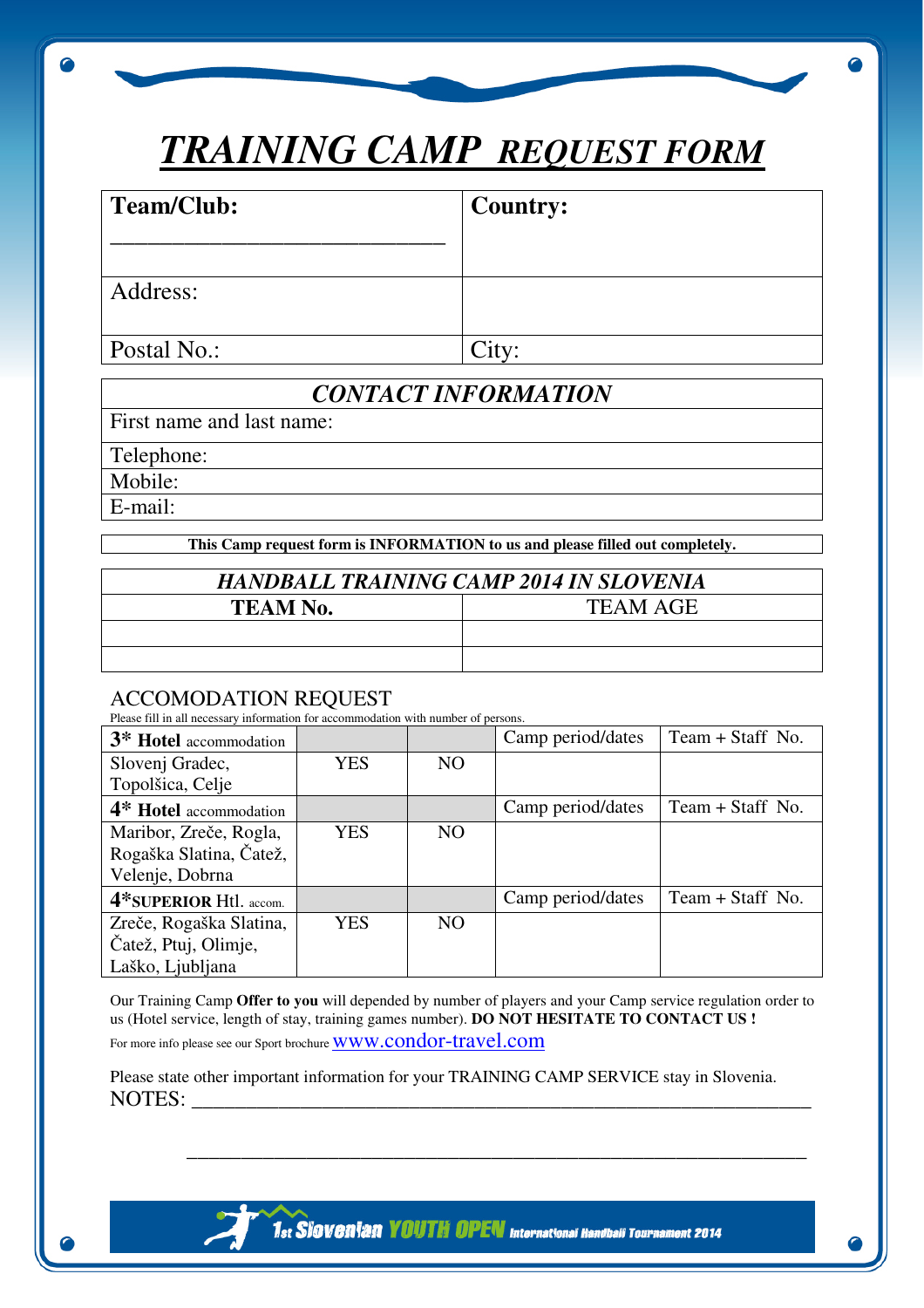# TRAINING CAMP REQUEST FORM

| | |
|---|---|
| **Team/Club:** ______________________________ | **Country:** |
| Address: | |
| Postal No.: | City: |

| *CONTACT INFORMATION* |
|---|
| First name and last name: |
| Telephone: |
| Mobile: |
| E-mail: |

**This Camp request form is INFORMATION to us and please filled out completely.**

| *HANDBALL TRAINING CAMP 2014 IN SLOVENIA* | |
|---|---|
| **TEAM No.** | TEAM AGE |
| | |
| | |

ACCOMODATION REQUEST

Please fill in all necessary information for accommodation with number of persons.

| **3* Hotel** accommodation | | | Camp period/dates | Team + Staff No. |
|---|---|---|---|---|
| Slovenj Gradec, Topolšica, Celje | YES | NO | | |
| **4* Hotel** accommodation | | | Camp period/dates | Team + Staff No. |
| Maribor, Zreče, Rogla, Rogaška Slatina, Čatež, Velenje, Dobrna | YES | NO | | |
| **4*SUPERIOR** Htl. accom. | | | Camp period/dates | Team + Staff No. |
| Zreče, Rogaška Slatina, Čatež, Ptuj, Olimje, Laško, Ljubljana | YES | NO | | |

Our Training Camp **Offer to you** will depended by number of players and your Camp service regulation order to us (Hotel service, length of stay, training games number). **DO NOT HESITATE TO CONTACT US !**

For more info please see our Sport brochure www.condor-travel.com

Please state other important information for your TRAINING CAMP SERVICE stay in Slovenia.

NOTES: ____________________________________________________________________

____________________________________________________________________

1st Slovenian YOUTH OPEN International Handball Tournament 2014